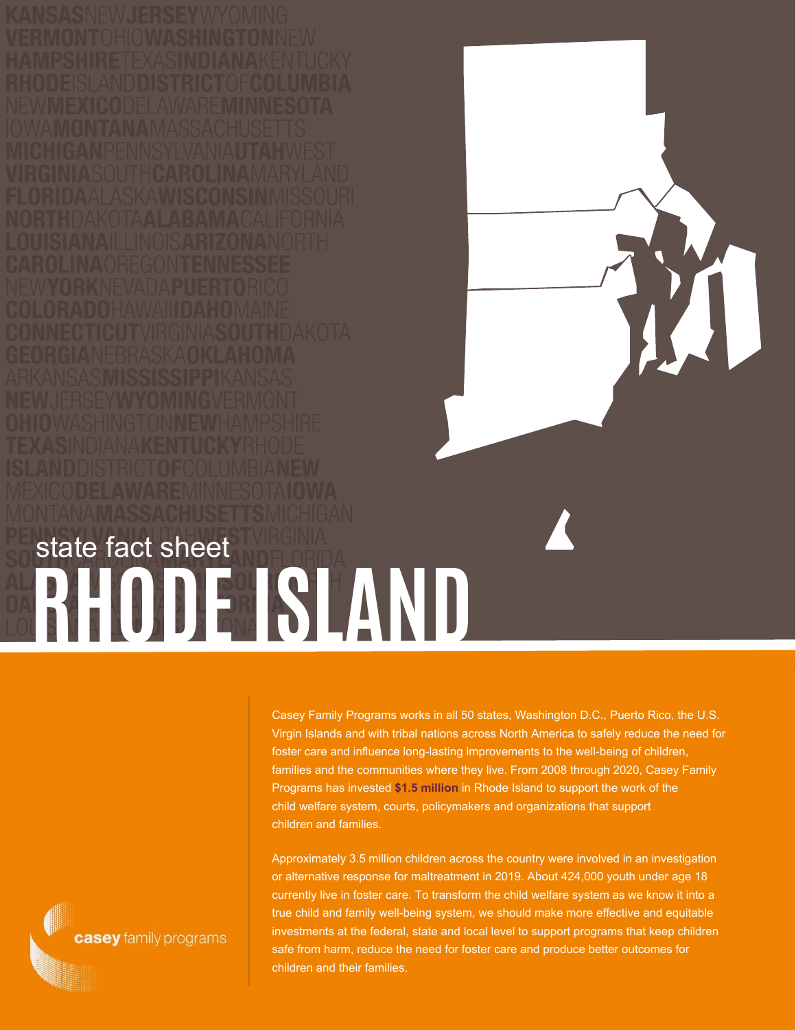state fact sheet

# RHODE ISLAND

Casey Family Programs works in all 50 states, Washington D.C., Puerto Rico, the U.S. Virgin Islands and with tribal nations across North America to safely reduce the need for foster care and influence long-lasting improvements to the well-being of children, families and the communities where they live. From 2008 through 2020, Casey Family Programs has invested **$1.5 million** in Rhode Island to support the work of the child welfare system, courts, policymakers and organizations that support children and families.

Approximately 3.5 million children across the country were involved in an investigation or alternative response for maltreatment in 2019. About 424,000 youth under age 18 currently live in foster care. To transform the child welfare system as we know it into a true child and family well-being system, we should make more effective and equitable investments at the federal, state and local level to support programs that keep children safe from harm, reduce the need for foster care and produce better outcomes for children and their families.

casey family programs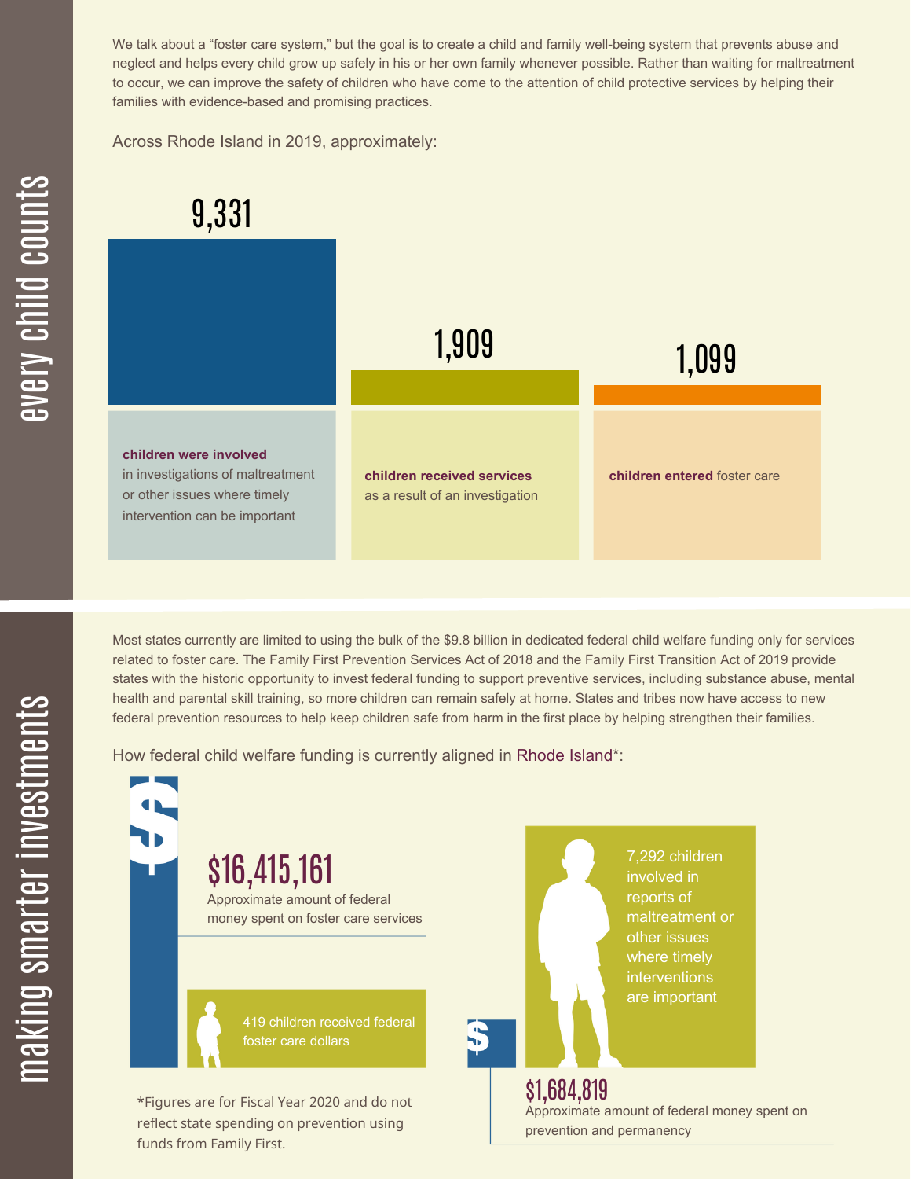## every child counts

We talk about a "foster care system," but the goal is to create a child and family well-being system that prevents abuse and neglect and helps every child grow up safely in his or her own family whenever possible. Rather than waiting for maltreatment to occur, we can improve the safety of children who have come to the attention of child protective services by helping their families with evidence-based and promising practices.

Across Rhode Island in 2019, approximately:

**9,331**

**children were involved** in investigations of maltreatment or other issues where timely intervention can be important

**1,909**

**children received services** as a result of an investigation

**1,099**

**children entered** foster care

## making smarter investments

Most states currently are limited to using the bulk of the $9.8 billion in dedicated federal child welfare funding only for services related to foster care. The Family First Prevention Services Act of 2018 and the Family First Transition Act of 2019 provide states with the historic opportunity to invest federal funding to support preventive services, including substance abuse, mental health and parental skill training, so more children can remain safely at home. States and tribes now have access to new federal prevention resources to help keep children safe from harm in the first place by helping strengthen their families.

How federal child welfare funding is currently aligned in Rhode Island*:

**$16,415,161**

Approximate amount of federal money spent on foster care services

419 children received federal foster care dollars

7,292 children involved in reports of maltreatment or other issues where timely interventions are important

**$1,684,819**

Approximate amount of federal money spent on prevention and permanency

*Figures are for Fiscal Year 2020 and do not reflect state spending on prevention using funds from Family First.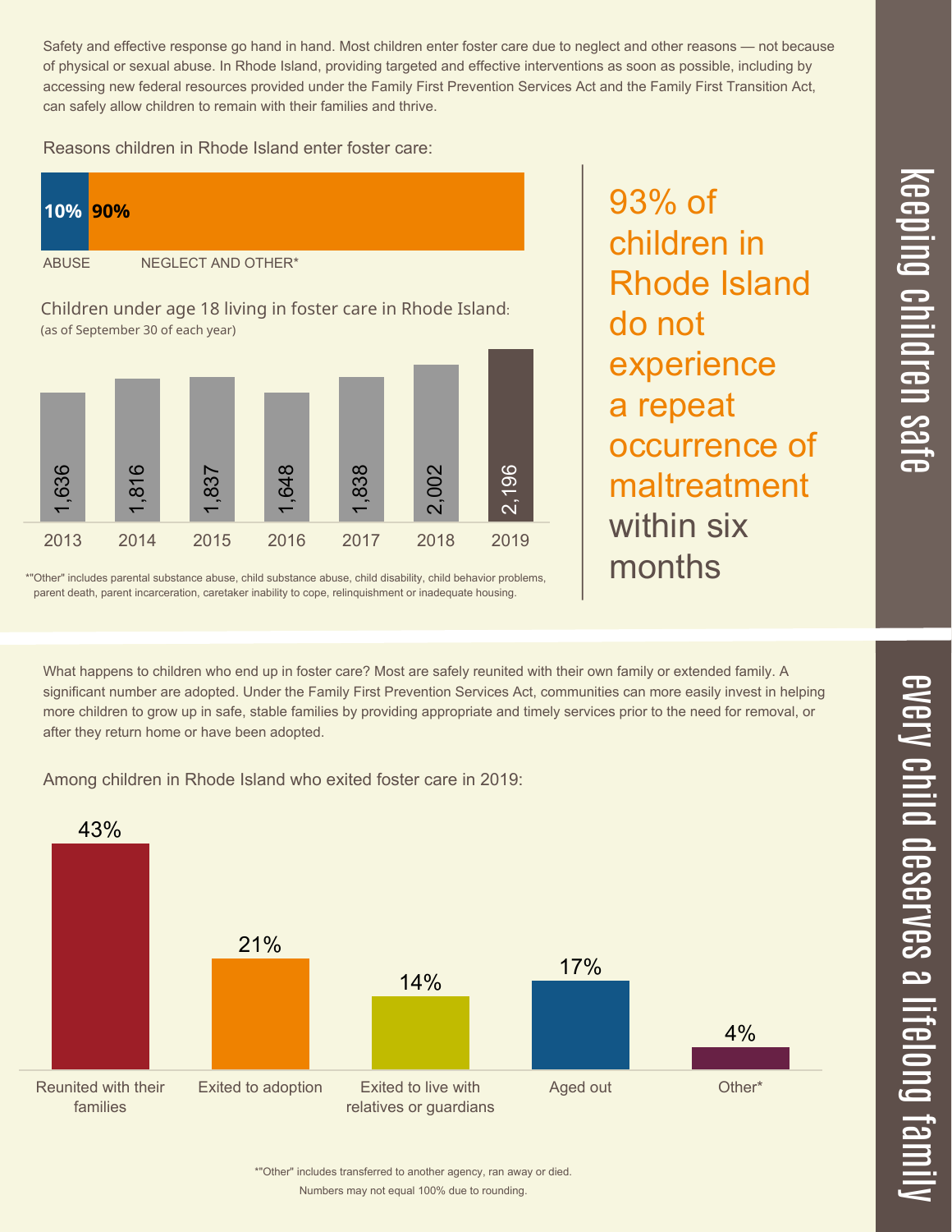# keeping children safe

Safety and effective response go hand in hand. Most children enter foster care due to neglect and other reasons — not because of physical or sexual abuse. In Rhode Island, providing targeted and effective interventions as soon as possible, including by accessing new federal resources provided under the Family First Prevention Services Act and the Family First Transition Act, can safely allow children to remain with their families and thrive.

Reasons children in Rhode Island enter foster care:

| ABUSE | NEGLECT AND OTHER* |
|---|---|
| 10% | 90% |

Children under age 18 living in foster care in Rhode Island:
(as of September 30 of each year)

| 2013 | 2014 | 2015 | 2016 | 2017 | 2018 | 2019 |
|---|---|---|---|---|---|---|
| 1,636 | 1,816 | 1,837 | 1,648 | 1,838 | 2,002 | 2,196 |

*"Other" includes parental substance abuse, child substance abuse, child disability, child behavior problems, parent death, parent incarceration, caretaker inability to cope, relinquishment or inadequate housing.

**93% of children in Rhode Island do not experience a repeat occurrence of maltreatment within six months**

# every child deserves a lifelong family

What happens to children who end up in foster care? Most are safely reunited with their own family or extended family. A significant number are adopted. Under the Family First Prevention Services Act, communities can more easily invest in helping more children to grow up in safe, stable families by providing appropriate and timely services prior to the need for removal, or after they return home or have been adopted.

Among children in Rhode Island who exited foster care in 2019:

| Reunited with their families | Exited to adoption | Exited to live with relatives or guardians | Aged out | Other* |
|---|---|---|---|---|
| 43% | 21% | 14% | 17% | 4% |

*"Other" includes transferred to another agency, ran away or died.
Numbers may not equal 100% due to rounding.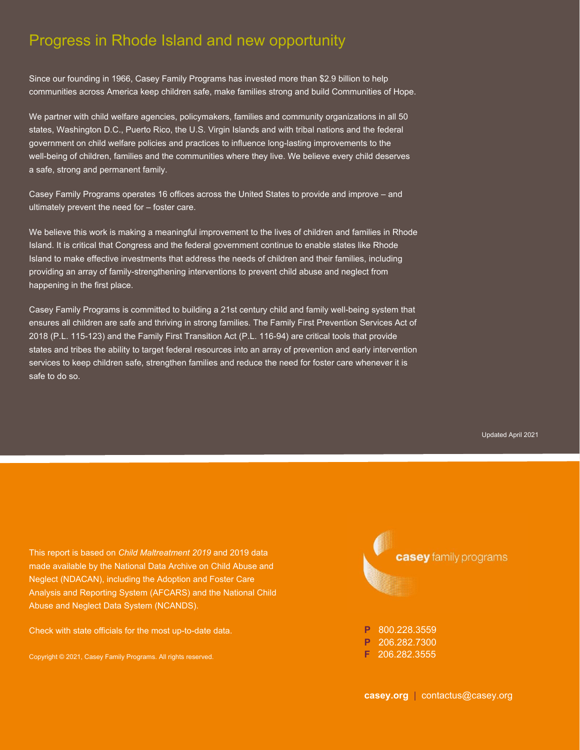# Progress in Rhode Island and new opportunity

Since our founding in 1966, Casey Family Programs has invested more than $2.9 billion to help communities across America keep children safe, make families strong and build Communities of Hope.

We partner with child welfare agencies, policymakers, families and community organizations in all 50 states, Washington D.C., Puerto Rico, the U.S. Virgin Islands and with tribal nations and the federal government on child welfare policies and practices to influence long-lasting improvements to the well-being of children, families and the communities where they live. We believe every child deserves a safe, strong and permanent family.

Casey Family Programs operates 16 offices across the United States to provide and improve – and ultimately prevent the need for – foster care.

We believe this work is making a meaningful improvement to the lives of children and families in Rhode Island. It is critical that Congress and the federal government continue to enable states like Rhode Island to make effective investments that address the needs of children and their families, including providing an array of family-strengthening interventions to prevent child abuse and neglect from happening in the first place.

Casey Family Programs is committed to building a 21st century child and family well-being system that ensures all children are safe and thriving in strong families. The Family First Prevention Services Act of 2018 (P.L. 115-123) and the Family First Transition Act (P.L. 116-94) are critical tools that provide states and tribes the ability to target federal resources into an array of prevention and early intervention services to keep children safe, strengthen families and reduce the need for foster care whenever it is safe to do so.

Updated April 2021

This report is based on *Child Maltreatment 2019* and 2019 data made available by the National Data Archive on Child Abuse and Neglect (NDACAN), including the Adoption and Foster Care Analysis and Reporting System (AFCARS) and the National Child Abuse and Neglect Data System (NCANDS).

Check with state officials for the most up-to-date data.

Copyright © 2021, Casey Family Programs. All rights reserved.

**casey** family programs

**P** 800.228.3559
**P** 206.282.7300
**F** 206.282.3555

**casey.org** | contactus@casey.org